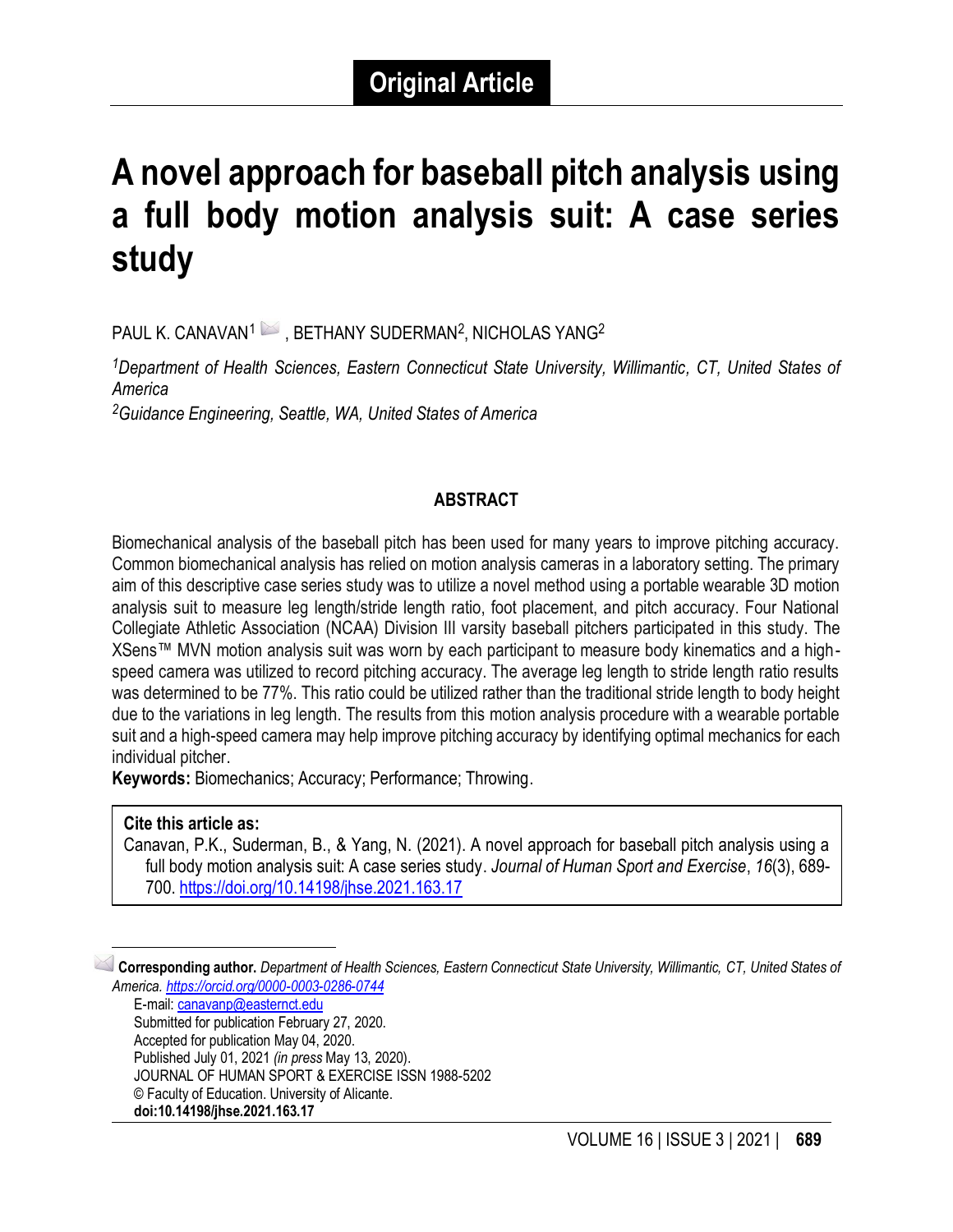**Original Article**

# A novel approach for baseball pitch analysis using a full body motion analysis suit: A case series study

PAUL K. CANAVAN[1] , BETHANY SUDERMAN[2], NICHOLAS YANG[2]

*[1]Department of Health Sciences, Eastern Connecticut State University, Willimantic, CT, United States of America*
*[2]Guidance Engineering, Seattle, WA, United States of America*

## ABSTRACT

Biomechanical analysis of the baseball pitch has been used for many years to improve pitching accuracy. Common biomechanical analysis has relied on motion analysis cameras in a laboratory setting. The primary aim of this descriptive case series study was to utilize a novel method using a portable wearable 3D motion analysis suit to measure leg length/stride length ratio, foot placement, and pitch accuracy. Four National Collegiate Athletic Association (NCAA) Division III varsity baseball pitchers participated in this study. The XSens™ MVN motion analysis suit was worn by each participant to measure body kinematics and a high-speed camera was utilized to record pitching accuracy. The average leg length to stride length ratio results was determined to be 77%. This ratio could be utilized rather than the traditional stride length to body height due to the variations in leg length. The results from this motion analysis procedure with a wearable portable suit and a high-speed camera may help improve pitching accuracy by identifying optimal mechanics for each individual pitcher.

**Keywords:** Biomechanics; Accuracy; Performance; Throwing.

**Cite this article as:**
Canavan, P.K., Suderman, B., & Yang, N. (2021). A novel approach for baseball pitch analysis using a full body motion analysis suit: A case series study. *Journal of Human Sport and Exercise*, *16*(3), 689-700. https://doi.org/10.14198/jhse.2021.163.17

**Corresponding author.** *Department of Health Sciences, Eastern Connecticut State University, Willimantic, CT, United States of America.* *https://orcid.org/0000-0003-0286-0744*
E-mail: canavanp@easternct.edu
Submitted for publication February 27, 2020.
Accepted for publication May 04, 2020.
Published July 01, 2021 *(in press* May 13, 2020).
JOURNAL OF HUMAN SPORT & EXERCISE ISSN 1988-5202
© Faculty of Education. University of Alicante.
**doi:10.14198/jhse.2021.163.17**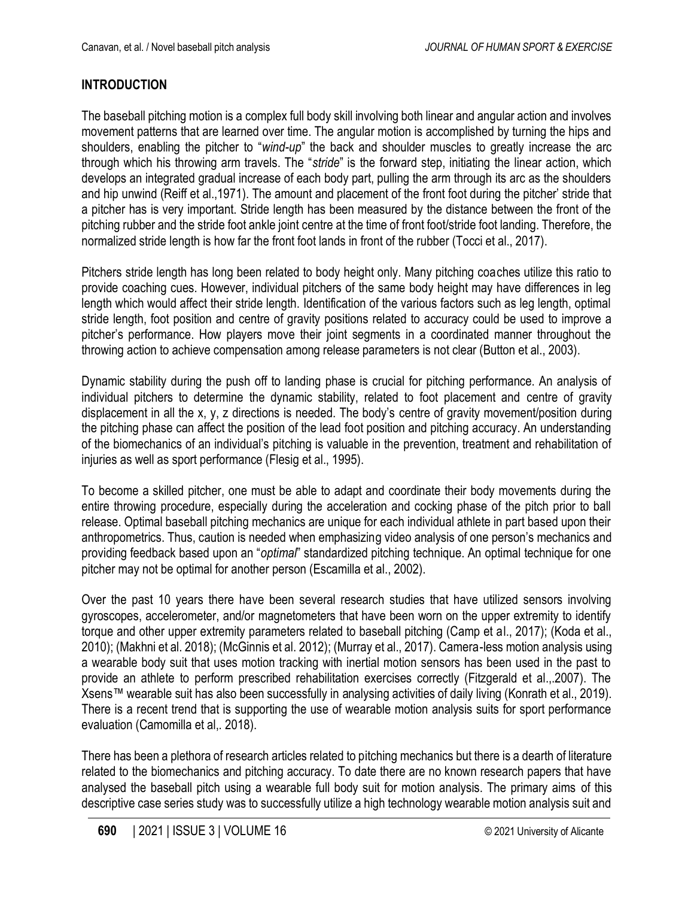## INTRODUCTION

The baseball pitching motion is a complex full body skill involving both linear and angular action and involves movement patterns that are learned over time. The angular motion is accomplished by turning the hips and shoulders, enabling the pitcher to "*wind-up*" the back and shoulder muscles to greatly increase the arc through which his throwing arm travels. The "*stride*" is the forward step, initiating the linear action, which develops an integrated gradual increase of each body part, pulling the arm through its arc as the shoulders and hip unwind (Reiff et al.,1971). The amount and placement of the front foot during the pitcher' stride that a pitcher has is very important. Stride length has been measured by the distance between the front of the pitching rubber and the stride foot ankle joint centre at the time of front foot/stride foot landing. Therefore, the normalized stride length is how far the front foot lands in front of the rubber (Tocci et al., 2017).

Pitchers stride length has long been related to body height only. Many pitching coaches utilize this ratio to provide coaching cues. However, individual pitchers of the same body height may have differences in leg length which would affect their stride length. Identification of the various factors such as leg length, optimal stride length, foot position and centre of gravity positions related to accuracy could be used to improve a pitcher's performance. How players move their joint segments in a coordinated manner throughout the throwing action to achieve compensation among release parameters is not clear (Button et al., 2003).

Dynamic stability during the push off to landing phase is crucial for pitching performance. An analysis of individual pitchers to determine the dynamic stability, related to foot placement and centre of gravity displacement in all the x, y, z directions is needed. The body's centre of gravity movement/position during the pitching phase can affect the position of the lead foot position and pitching accuracy. An understanding of the biomechanics of an individual's pitching is valuable in the prevention, treatment and rehabilitation of injuries as well as sport performance (Flesig et al., 1995).

To become a skilled pitcher, one must be able to adapt and coordinate their body movements during the entire throwing procedure, especially during the acceleration and cocking phase of the pitch prior to ball release. Optimal baseball pitching mechanics are unique for each individual athlete in part based upon their anthropometrics. Thus, caution is needed when emphasizing video analysis of one person's mechanics and providing feedback based upon an "*optimal*" standardized pitching technique. An optimal technique for one pitcher may not be optimal for another person (Escamilla et al., 2002).

Over the past 10 years there have been several research studies that have utilized sensors involving gyroscopes, accelerometer, and/or magnetometers that have been worn on the upper extremity to identify torque and other upper extremity parameters related to baseball pitching (Camp et al., 2017); (Koda et al., 2010); (Makhni et al. 2018); (McGinnis et al. 2012); (Murray et al., 2017). Camera-less motion analysis using a wearable body suit that uses motion tracking with inertial motion sensors has been used in the past to provide an athlete to perform prescribed rehabilitation exercises correctly (Fitzgerald et al.,.2007). The Xsens™ wearable suit has also been successfully in analysing activities of daily living (Konrath et al., 2019). There is a recent trend that is supporting the use of wearable motion analysis suits for sport performance evaluation (Camomilla et al,. 2018).

There has been a plethora of research articles related to pitching mechanics but there is a dearth of literature related to the biomechanics and pitching accuracy. To date there are no known research papers that have analysed the baseball pitch using a wearable full body suit for motion analysis. The primary aims of this descriptive case series study was to successfully utilize a high technology wearable motion analysis suit and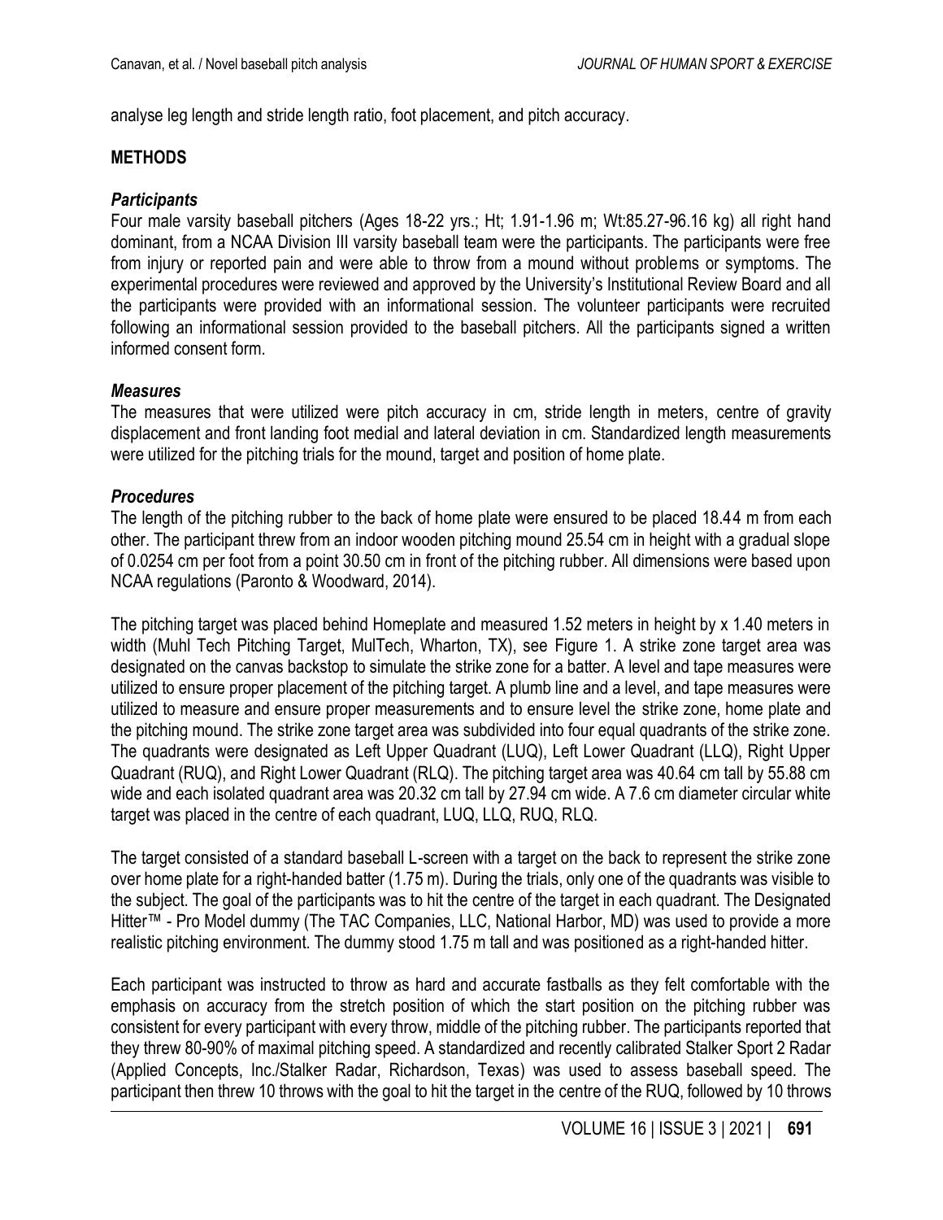analyse leg length and stride length ratio, foot placement, and pitch accuracy.

## METHODS

### *Participants*

Four male varsity baseball pitchers (Ages 18-22 yrs.; Ht; 1.91-1.96 m; Wt:85.27-96.16 kg) all right hand dominant, from a NCAA Division III varsity baseball team were the participants. The participants were free from injury or reported pain and were able to throw from a mound without problems or symptoms. The experimental procedures were reviewed and approved by the University's Institutional Review Board and all the participants were provided with an informational session. The volunteer participants were recruited following an informational session provided to the baseball pitchers. All the participants signed a written informed consent form.

### *Measures*

The measures that were utilized were pitch accuracy in cm, stride length in meters, centre of gravity displacement and front landing foot medial and lateral deviation in cm. Standardized length measurements were utilized for the pitching trials for the mound, target and position of home plate.

### *Procedures*

The length of the pitching rubber to the back of home plate were ensured to be placed 18.44 m from each other. The participant threw from an indoor wooden pitching mound 25.54 cm in height with a gradual slope of 0.0254 cm per foot from a point 30.50 cm in front of the pitching rubber. All dimensions were based upon NCAA regulations (Paronto & Woodward, 2014).

The pitching target was placed behind Homeplate and measured 1.52 meters in height by x 1.40 meters in width (Muhl Tech Pitching Target, MulTech, Wharton, TX), see Figure 1. A strike zone target area was designated on the canvas backstop to simulate the strike zone for a batter. A level and tape measures were utilized to ensure proper placement of the pitching target. A plumb line and a level, and tape measures were utilized to measure and ensure proper measurements and to ensure level the strike zone, home plate and the pitching mound. The strike zone target area was subdivided into four equal quadrants of the strike zone. The quadrants were designated as Left Upper Quadrant (LUQ), Left Lower Quadrant (LLQ), Right Upper Quadrant (RUQ), and Right Lower Quadrant (RLQ). The pitching target area was 40.64 cm tall by 55.88 cm wide and each isolated quadrant area was 20.32 cm tall by 27.94 cm wide. A 7.6 cm diameter circular white target was placed in the centre of each quadrant, LUQ, LLQ, RUQ, RLQ.

The target consisted of a standard baseball L-screen with a target on the back to represent the strike zone over home plate for a right-handed batter (1.75 m). During the trials, only one of the quadrants was visible to the subject. The goal of the participants was to hit the centre of the target in each quadrant. The Designated Hitter™ - Pro Model dummy (The TAC Companies, LLC, National Harbor, MD) was used to provide a more realistic pitching environment. The dummy stood 1.75 m tall and was positioned as a right-handed hitter.

Each participant was instructed to throw as hard and accurate fastballs as they felt comfortable with the emphasis on accuracy from the stretch position of which the start position on the pitching rubber was consistent for every participant with every throw, middle of the pitching rubber. The participants reported that they threw 80-90% of maximal pitching speed. A standardized and recently calibrated Stalker Sport 2 Radar (Applied Concepts, Inc./Stalker Radar, Richardson, Texas) was used to assess baseball speed. The participant then threw 10 throws with the goal to hit the target in the centre of the RUQ, followed by 10 throws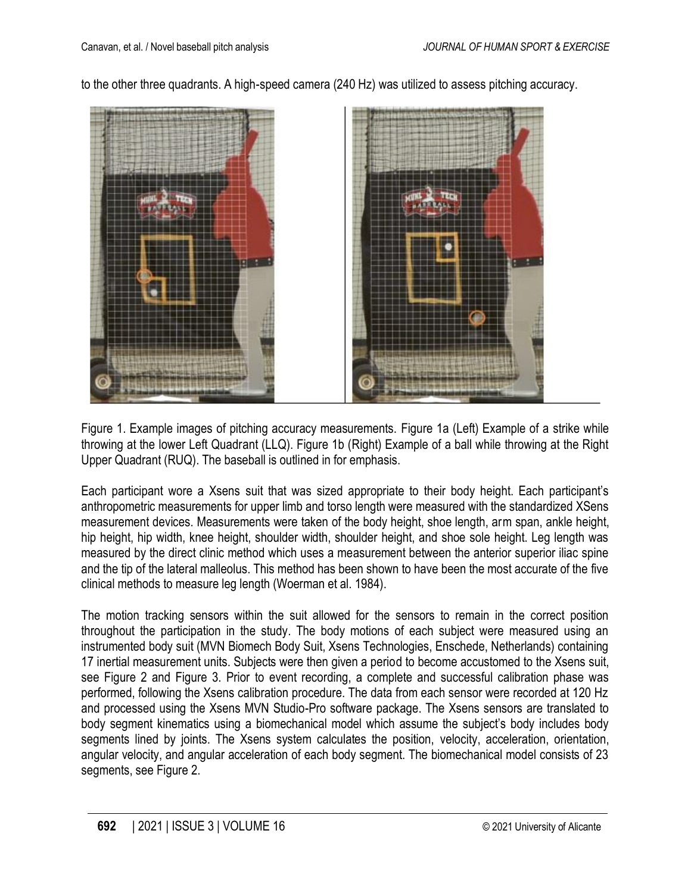to the other three quadrants. A high-speed camera (240 Hz) was utilized to assess pitching accuracy.

Figure 1. Example images of pitching accuracy measurements. Figure 1a (Left) Example of a strike while throwing at the lower Left Quadrant (LLQ). Figure 1b (Right) Example of a ball while throwing at the Right Upper Quadrant (RUQ). The baseball is outlined in for emphasis.

Each participant wore a Xsens suit that was sized appropriate to their body height. Each participant's anthropometric measurements for upper limb and torso length were measured with the standardized XSens measurement devices. Measurements were taken of the body height, shoe length, arm span, ankle height, hip height, hip width, knee height, shoulder width, shoulder height, and shoe sole height. Leg length was measured by the direct clinic method which uses a measurement between the anterior superior iliac spine and the tip of the lateral malleolus. This method has been shown to have been the most accurate of the five clinical methods to measure leg length (Woerman et al. 1984).

The motion tracking sensors within the suit allowed for the sensors to remain in the correct position throughout the participation in the study. The body motions of each subject were measured using an instrumented body suit (MVN Biomech Body Suit, Xsens Technologies, Enschede, Netherlands) containing 17 inertial measurement units. Subjects were then given a period to become accustomed to the Xsens suit, see Figure 2 and Figure 3. Prior to event recording, a complete and successful calibration phase was performed, following the Xsens calibration procedure. The data from each sensor were recorded at 120 Hz and processed using the Xsens MVN Studio-Pro software package. The Xsens sensors are translated to body segment kinematics using a biomechanical model which assume the subject's body includes body segments lined by joints. The Xsens system calculates the position, velocity, acceleration, orientation, angular velocity, and angular acceleration of each body segment. The biomechanical model consists of 23 segments, see Figure 2.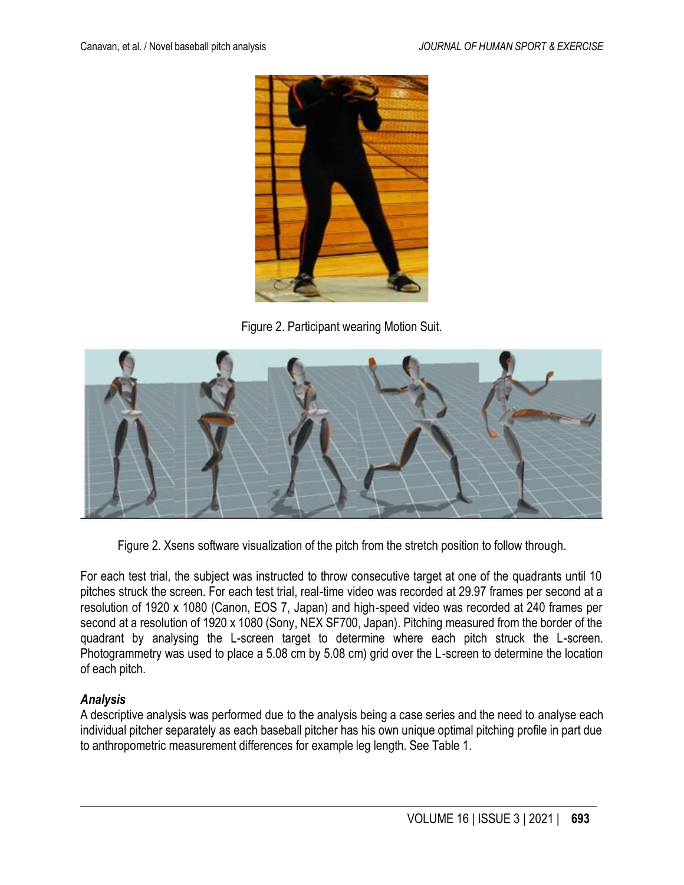Figure 2. Participant wearing Motion Suit.

Figure 2. Xsens software visualization of the pitch from the stretch position to follow through.

For each test trial, the subject was instructed to throw consecutive target at one of the quadrants until 10 pitches struck the screen. For each test trial, real-time video was recorded at 29.97 frames per second at a resolution of 1920 x 1080 (Canon, EOS 7, Japan) and high-speed video was recorded at 240 frames per second at a resolution of 1920 x 1080 (Sony, NEX SF700, Japan). Pitching measured from the border of the quadrant by analysing the L-screen target to determine where each pitch struck the L-screen. Photogrammetry was used to place a 5.08 cm by 5.08 cm) grid over the L-screen to determine the location of each pitch.

### *Analysis*

A descriptive analysis was performed due to the analysis being a case series and the need to analyse each individual pitcher separately as each baseball pitcher has his own unique optimal pitching profile in part due to anthropometric measurement differences for example leg length. See Table 1.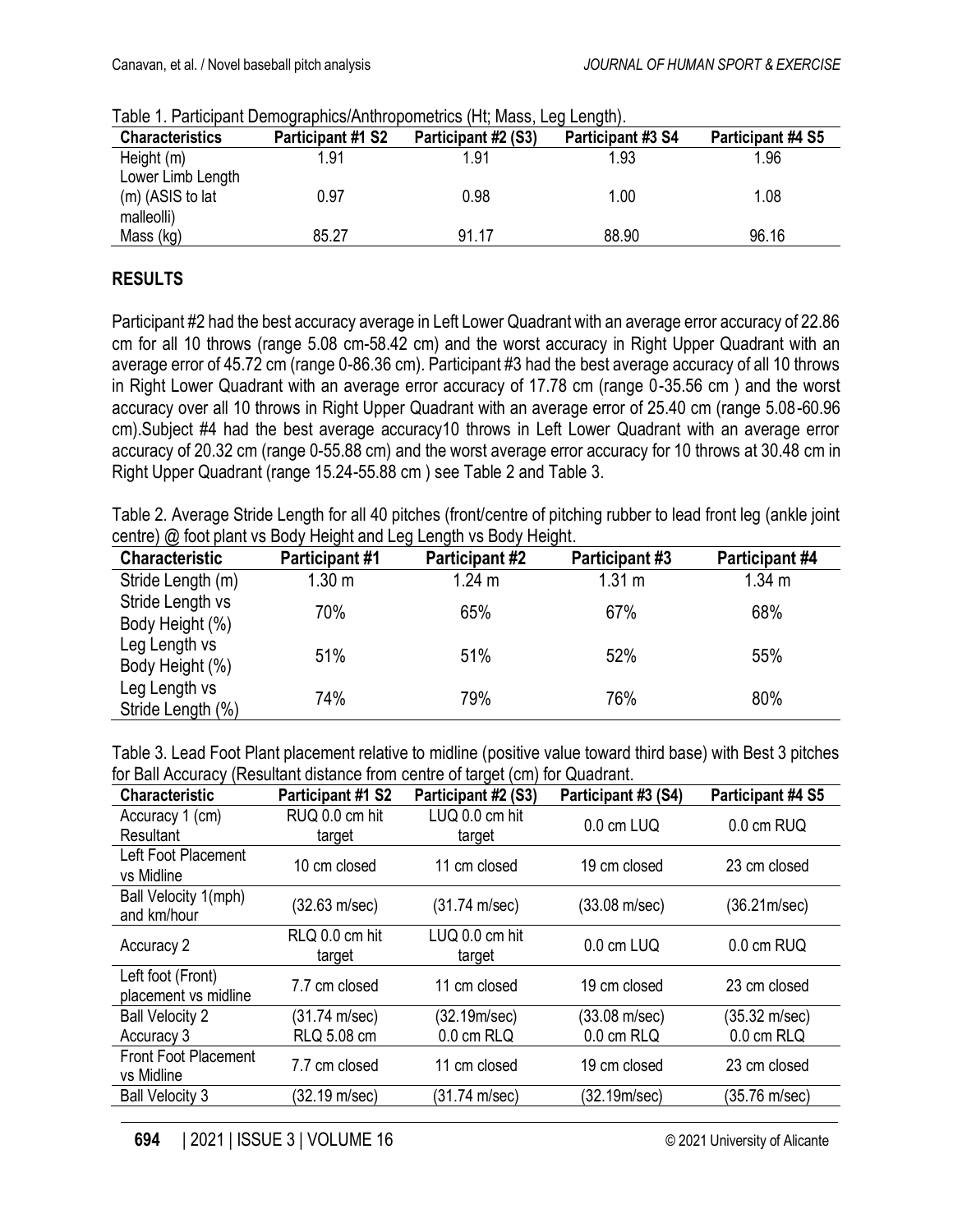Table 1. Participant Demographics/Anthropometrics (Ht; Mass, Leg Length).

| Characteristics | Participant #1 S2 | Participant #2 (S3) | Participant #3 S4 | Participant #4 S5 |
|---|---|---|---|---|
| Height (m) | 1.91 | 1.91 | 1.93 | 1.96 |
| Lower Limb Length (m) (ASIS to lat malleoli) | 0.97 | 0.98 | 1.00 | 1.08 |
| Mass (kg) | 85.27 | 91.17 | 88.90 | 96.16 |

## RESULTS

Participant #2 had the best accuracy average in Left Lower Quadrant with an average error accuracy of 22.86 cm for all 10 throws (range 5.08 cm-58.42 cm) and the worst accuracy in Right Upper Quadrant with an average error of 45.72 cm (range 0-86.36 cm). Participant #3 had the best average accuracy of all 10 throws in Right Lower Quadrant with an average error accuracy of 17.78 cm (range 0-35.56 cm ) and the worst accuracy over all 10 throws in Right Upper Quadrant with an average error of 25.40 cm (range 5.08-60.96 cm).Subject #4 had the best average accuracy10 throws in Left Lower Quadrant with an average error accuracy of 20.32 cm (range 0-55.88 cm) and the worst average error accuracy for 10 throws at 30.48 cm in Right Upper Quadrant (range 15.24-55.88 cm ) see Table 2 and Table 3.

Table 2. Average Stride Length for all 40 pitches (front/centre of pitching rubber to lead front leg (ankle joint centre) @ foot plant vs Body Height and Leg Length vs Body Height.

| Characteristic | Participant #1 | Participant #2 | Participant #3 | Participant #4 |
|---|---|---|---|---|
| Stride Length (m) | 1.30 m | 1.24 m | 1.31 m | 1.34 m |
| Stride Length vs Body Height (%) | 70% | 65% | 67% | 68% |
| Leg Length vs Body Height (%) | 51% | 51% | 52% | 55% |
| Leg Length vs Stride Length (%) | 74% | 79% | 76% | 80% |

Table 3. Lead Foot Plant placement relative to midline (positive value toward third base) with Best 3 pitches for Ball Accuracy (Resultant distance from centre of target (cm) for Quadrant.

| Characteristic | Participant #1 S2 | Participant #2 (S3) | Participant #3 (S4) | Participant #4 S5 |
|---|---|---|---|---|
| Accuracy 1 (cm) Resultant | RUQ 0.0 cm hit target | LUQ 0.0 cm hit target | 0.0 cm LUQ | 0.0 cm RUQ |
| Left Foot Placement vs Midline | 10 cm closed | 11 cm closed | 19 cm closed | 23 cm closed |
| Ball Velocity 1(mph) and km/hour | (32.63 m/sec) | (31.74 m/sec) | (33.08 m/sec) | (36.21m/sec) |
| Accuracy 2 | RLQ 0.0 cm hit target | LUQ 0.0 cm hit target | 0.0 cm LUQ | 0.0 cm RUQ |
| Left foot (Front) placement vs midline | 7.7 cm closed | 11 cm closed | 19 cm closed | 23 cm closed |
| Ball Velocity 2 | (31.74 m/sec) | (32.19m/sec) | (33.08 m/sec) | (35.32 m/sec) |
| Accuracy 3 | RLQ 5.08 cm | 0.0 cm RLQ | 0.0 cm RLQ | 0.0 cm RLQ |
| Front Foot Placement vs Midline | 7.7 cm closed | 11 cm closed | 19 cm closed | 23 cm closed |
| Ball Velocity 3 | (32.19 m/sec) | (31.74 m/sec) | (32.19m/sec) | (35.76 m/sec) |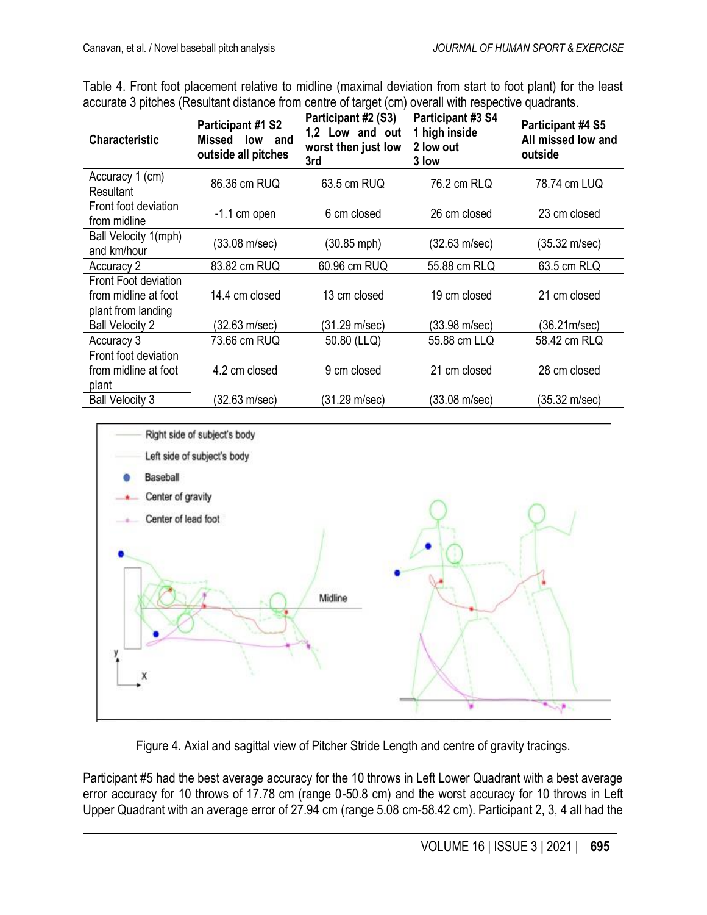Table 4. Front foot placement relative to midline (maximal deviation from start to foot plant) for the least accurate 3 pitches (Resultant distance from centre of target (cm) overall with respective quadrants.

| Characteristic | Participant #1 S2 Missed low and outside all pitches | Participant #2 (S3) 1,2 Low and out worst then just low 3rd | Participant #3 S4 1 high inside 2 low out 3 low | Participant #4 S5 All missed low and outside |
|---|---|---|---|---|
| Accuracy 1 (cm) Resultant | 86.36 cm RUQ | 63.5 cm RUQ | 76.2 cm RLQ | 78.74 cm LUQ |
| Front foot deviation from midline | -1.1 cm open | 6 cm closed | 26 cm closed | 23 cm closed |
| Ball Velocity 1(mph) and km/hour | (33.08 m/sec) | (30.85 mph) | (32.63 m/sec) | (35.32 m/sec) |
| Accuracy 2 | 83.82 cm RUQ | 60.96 cm RUQ | 55.88 cm RLQ | 63.5 cm RLQ |
| Front Foot deviation from midline at foot plant from landing | 14.4 cm closed | 13 cm closed | 19 cm closed | 21 cm closed |
| Ball Velocity 2 | (32.63 m/sec) | (31.29 m/sec) | (33.98 m/sec) | (36.21m/sec) |
| Accuracy 3 | 73.66 cm RUQ | 50.80 (LLQ) | 55.88 cm LLQ | 58.42 cm RLQ |
| Front foot deviation from midline at foot plant | 4.2 cm closed | 9 cm closed | 21 cm closed | 28 cm closed |
| Ball Velocity 3 | (32.63 m/sec) | (31.29 m/sec) | (33.08 m/sec) | (35.32 m/sec) |

Right side of subject's body
Left side of subject's body
Baseball
Center of gravity
Center of lead foot
Midline
y
x

Figure 4. Axial and sagittal view of Pitcher Stride Length and centre of gravity tracings.

Participant #5 had the best average accuracy for the 10 throws in Left Lower Quadrant with a best average error accuracy for 10 throws of 17.78 cm (range 0-50.8 cm) and the worst accuracy for 10 throws in Left Upper Quadrant with an average error of 27.94 cm (range 5.08 cm-58.42 cm). Participant 2, 3, 4 all had the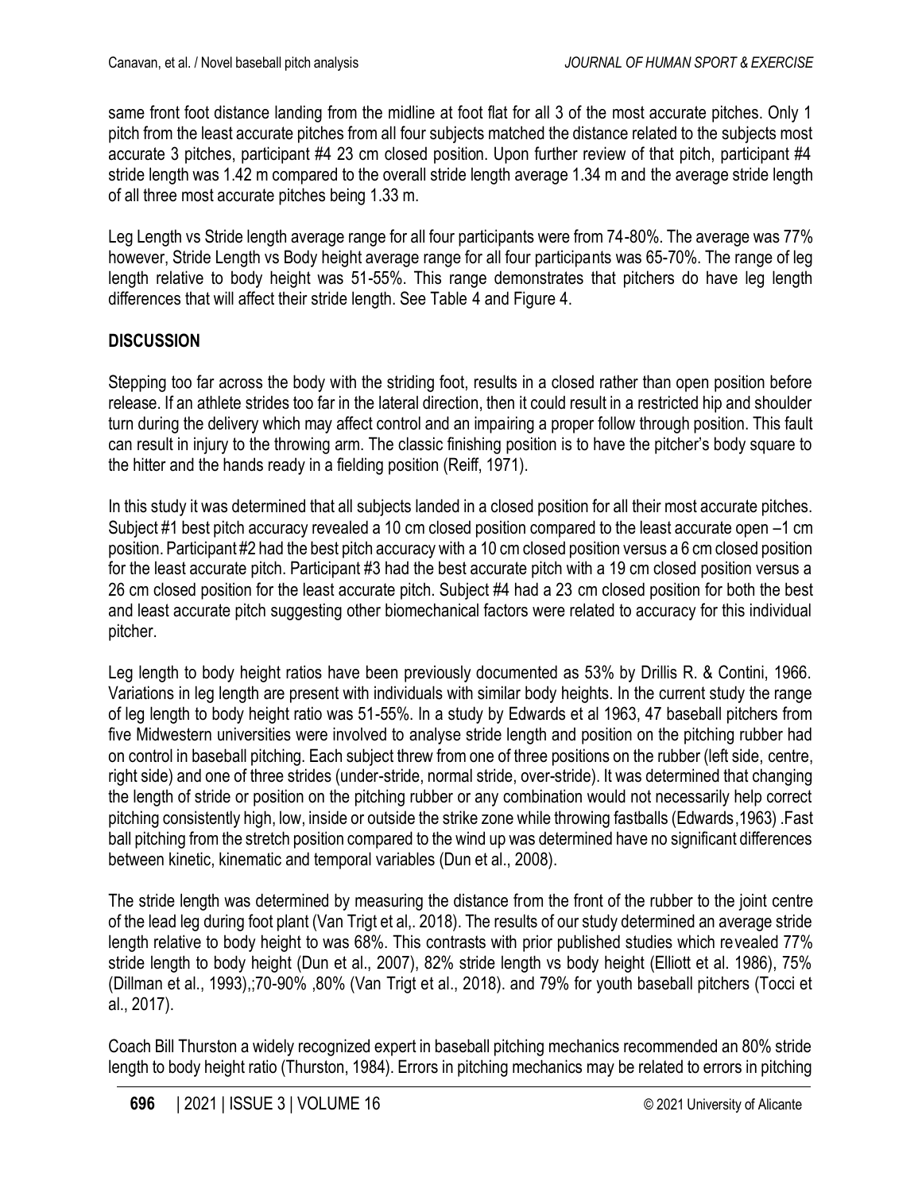same front foot distance landing from the midline at foot flat for all 3 of the most accurate pitches. Only 1 pitch from the least accurate pitches from all four subjects matched the distance related to the subjects most accurate 3 pitches, participant #4 23 cm closed position. Upon further review of that pitch, participant #4 stride length was 1.42 m compared to the overall stride length average 1.34 m and the average stride length of all three most accurate pitches being 1.33 m.

Leg Length vs Stride length average range for all four participants were from 74-80%. The average was 77% however, Stride Length vs Body height average range for all four participants was 65-70%. The range of leg length relative to body height was 51-55%. This range demonstrates that pitchers do have leg length differences that will affect their stride length. See Table 4 and Figure 4.

## DISCUSSION

Stepping too far across the body with the striding foot, results in a closed rather than open position before release. If an athlete strides too far in the lateral direction, then it could result in a restricted hip and shoulder turn during the delivery which may affect control and an impairing a proper follow through position. This fault can result in injury to the throwing arm. The classic finishing position is to have the pitcher's body square to the hitter and the hands ready in a fielding position (Reiff, 1971).

In this study it was determined that all subjects landed in a closed position for all their most accurate pitches. Subject #1 best pitch accuracy revealed a 10 cm closed position compared to the least accurate open –1 cm position. Participant #2 had the best pitch accuracy with a 10 cm closed position versus a 6 cm closed position for the least accurate pitch. Participant #3 had the best accurate pitch with a 19 cm closed position versus a 26 cm closed position for the least accurate pitch. Subject #4 had a 23 cm closed position for both the best and least accurate pitch suggesting other biomechanical factors were related to accuracy for this individual pitcher.

Leg length to body height ratios have been previously documented as 53% by Drillis R. & Contini, 1966. Variations in leg length are present with individuals with similar body heights. In the current study the range of leg length to body height ratio was 51-55%. In a study by Edwards et al 1963, 47 baseball pitchers from five Midwestern universities were involved to analyse stride length and position on the pitching rubber had on control in baseball pitching. Each subject threw from one of three positions on the rubber (left side, centre, right side) and one of three strides (under-stride, normal stride, over-stride). It was determined that changing the length of stride or position on the pitching rubber or any combination would not necessarily help correct pitching consistently high, low, inside or outside the strike zone while throwing fastballs (Edwards,1963) .Fast ball pitching from the stretch position compared to the wind up was determined have no significant differences between kinetic, kinematic and temporal variables (Dun et al., 2008).

The stride length was determined by measuring the distance from the front of the rubber to the joint centre of the lead leg during foot plant (Van Trigt et al,. 2018). The results of our study determined an average stride length relative to body height to was 68%. This contrasts with prior published studies which revealed 77% stride length to body height (Dun et al., 2007), 82% stride length vs body height (Elliott et al. 1986), 75% (Dillman et al., 1993),;70-90% ,80% (Van Trigt et al., 2018). and 79% for youth baseball pitchers (Tocci et al., 2017).

Coach Bill Thurston a widely recognized expert in baseball pitching mechanics recommended an 80% stride length to body height ratio (Thurston, 1984). Errors in pitching mechanics may be related to errors in pitching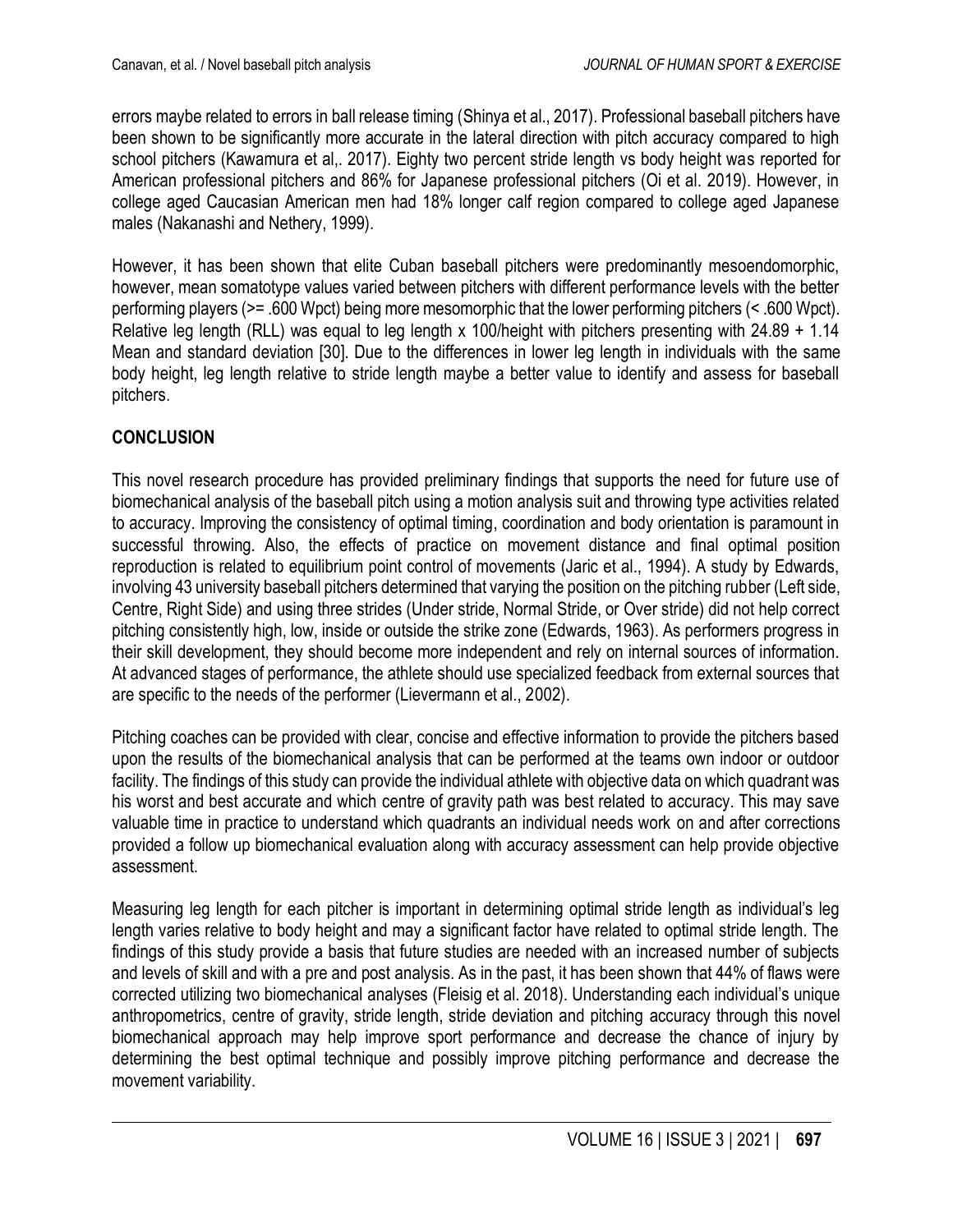errors maybe related to errors in ball release timing (Shinya et al., 2017). Professional baseball pitchers have been shown to be significantly more accurate in the lateral direction with pitch accuracy compared to high school pitchers (Kawamura et al,. 2017). Eighty two percent stride length vs body height was reported for American professional pitchers and 86% for Japanese professional pitchers (Oi et al. 2019). However, in college aged Caucasian American men had 18% longer calf region compared to college aged Japanese males (Nakanashi and Nethery, 1999).

However, it has been shown that elite Cuban baseball pitchers were predominantly mesoendomorphic, however, mean somatotype values varied between pitchers with different performance levels with the better performing players (>= .600 Wpct) being more mesomorphic that the lower performing pitchers (< .600 Wpct). Relative leg length (RLL) was equal to leg length x 100/height with pitchers presenting with 24.89 + 1.14 Mean and standard deviation [30]. Due to the differences in lower leg length in individuals with the same body height, leg length relative to stride length maybe a better value to identify and assess for baseball pitchers.

## CONCLUSION

This novel research procedure has provided preliminary findings that supports the need for future use of biomechanical analysis of the baseball pitch using a motion analysis suit and throwing type activities related to accuracy. Improving the consistency of optimal timing, coordination and body orientation is paramount in successful throwing. Also, the effects of practice on movement distance and final optimal position reproduction is related to equilibrium point control of movements (Jaric et al., 1994). A study by Edwards, involving 43 university baseball pitchers determined that varying the position on the pitching rubber (Left side, Centre, Right Side) and using three strides (Under stride, Normal Stride, or Over stride) did not help correct pitching consistently high, low, inside or outside the strike zone (Edwards, 1963). As performers progress in their skill development, they should become more independent and rely on internal sources of information. At advanced stages of performance, the athlete should use specialized feedback from external sources that are specific to the needs of the performer (Lievermann et al., 2002).

Pitching coaches can be provided with clear, concise and effective information to provide the pitchers based upon the results of the biomechanical analysis that can be performed at the teams own indoor or outdoor facility. The findings of this study can provide the individual athlete with objective data on which quadrant was his worst and best accurate and which centre of gravity path was best related to accuracy. This may save valuable time in practice to understand which quadrants an individual needs work on and after corrections provided a follow up biomechanical evaluation along with accuracy assessment can help provide objective assessment.

Measuring leg length for each pitcher is important in determining optimal stride length as individual's leg length varies relative to body height and may a significant factor have related to optimal stride length. The findings of this study provide a basis that future studies are needed with an increased number of subjects and levels of skill and with a pre and post analysis. As in the past, it has been shown that 44% of flaws were corrected utilizing two biomechanical analyses (Fleisig et al. 2018). Understanding each individual's unique anthropometrics, centre of gravity, stride length, stride deviation and pitching accuracy through this novel biomechanical approach may help improve sport performance and decrease the chance of injury by determining the best optimal technique and possibly improve pitching performance and decrease the movement variability.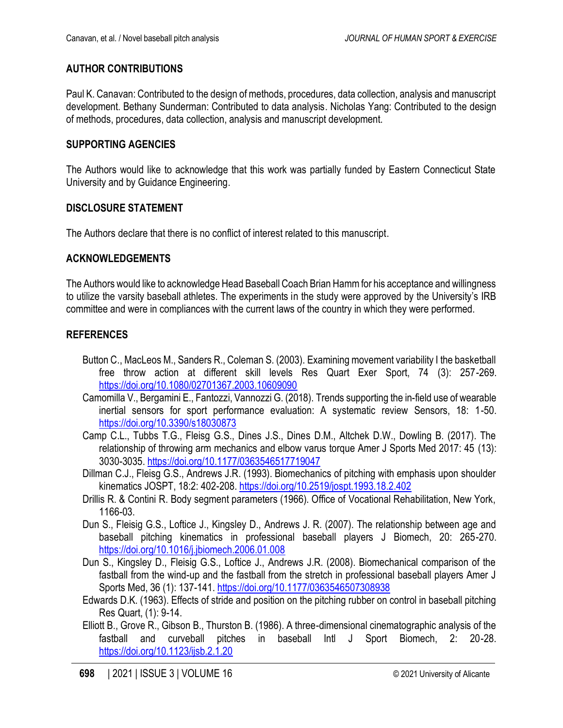## AUTHOR CONTRIBUTIONS

Paul K. Canavan: Contributed to the design of methods, procedures, data collection, analysis and manuscript development. Bethany Sunderman: Contributed to data analysis. Nicholas Yang: Contributed to the design of methods, procedures, data collection, analysis and manuscript development.

## SUPPORTING AGENCIES

The Authors would like to acknowledge that this work was partially funded by Eastern Connecticut State University and by Guidance Engineering.

## DISCLOSURE STATEMENT

The Authors declare that there is no conflict of interest related to this manuscript.

## ACKNOWLEDGEMENTS

The Authors would like to acknowledge Head Baseball Coach Brian Hamm for his acceptance and willingness to utilize the varsity baseball athletes. The experiments in the study were approved by the University's IRB committee and were in compliances with the current laws of the country in which they were performed.

## REFERENCES

Button C., MacLeos M., Sanders R., Coleman S. (2003). Examining movement variability I the basketball free throw action at different skill levels Res Quart Exer Sport, 74 (3): 257-269. https://doi.org/10.1080/02701367.2003.10609090

Camomilla V., Bergamini E., Fantozzi, Vannozzi G. (2018). Trends supporting the in-field use of wearable inertial sensors for sport performance evaluation: A systematic review Sensors, 18: 1-50. https://doi.org/10.3390/s18030873

Camp C.L., Tubbs T.G., Fleisg G.S., Dines J.S., Dines D.M., Altchek D.W., Dowling B. (2017). The relationship of throwing arm mechanics and elbow varus torque Amer J Sports Med 2017: 45 (13): 3030-3035. https://doi.org/10.1177/0363546517719047

Dillman C.J., Fleisg G.S., Andrews J.R. (1993). Biomechanics of pitching with emphasis upon shoulder kinematics JOSPT, 18:2: 402-208. https://doi.org/10.2519/jospt.1993.18.2.402

Drillis R. & Contini R. Body segment parameters (1966). Office of Vocational Rehabilitation, New York, 1166-03.

Dun S., Fleisig G.S., Loftice J., Kingsley D., Andrews J. R. (2007). The relationship between age and baseball pitching kinematics in professional baseball players J Biomech, 20: 265-270. https://doi.org/10.1016/j.jbiomech.2006.01.008

Dun S., Kingsley D., Fleisig G.S., Loftice J., Andrews J.R. (2008). Biomechanical comparison of the fastball from the wind-up and the fastball from the stretch in professional baseball players Amer J Sports Med, 36 (1): 137-141. https://doi.org/10.1177/0363546507308938

Edwards D.K. (1963). Effects of stride and position on the pitching rubber on control in baseball pitching Res Quart, (1): 9-14.

Elliott B., Grove R., Gibson B., Thurston B. (1986). A three-dimensional cinematographic analysis of the fastball and curveball pitches in baseball Intl J Sport Biomech, 2: 20-28. https://doi.org/10.1123/ijsb.2.1.20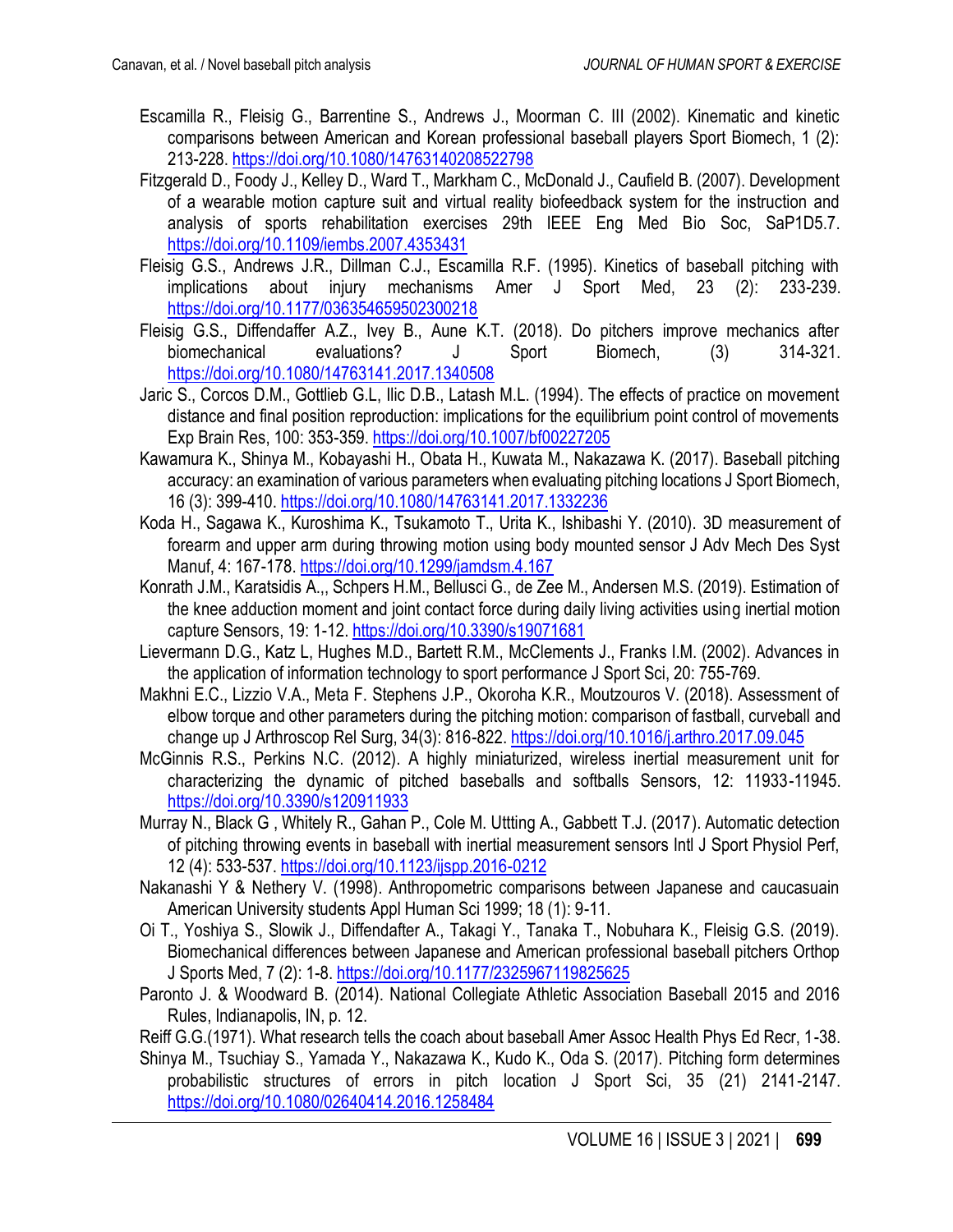Escamilla R., Fleisig G., Barrentine S., Andrews J., Moorman C. III (2002). Kinematic and kinetic comparisons between American and Korean professional baseball players Sport Biomech, 1 (2): 213-228. https://doi.org/10.1080/14763140208522798

Fitzgerald D., Foody J., Kelley D., Ward T., Markham C., McDonald J., Caufield B. (2007). Development of a wearable motion capture suit and virtual reality biofeedback system for the instruction and analysis of sports rehabilitation exercises 29th IEEE Eng Med Bio Soc, SaP1D5.7. https://doi.org/10.1109/iembs.2007.4353431

Fleisig G.S., Andrews J.R., Dillman C.J., Escamilla R.F. (1995). Kinetics of baseball pitching with implications about injury mechanisms Amer J Sport Med, 23 (2): 233-239. https://doi.org/10.1177/036354659502300218

Fleisig G.S., Diffendaffer A.Z., Ivey B., Aune K.T. (2018). Do pitchers improve mechanics after biomechanical evaluations? J Sport Biomech, (3) 314-321. https://doi.org/10.1080/14763141.2017.1340508

Jaric S., Corcos D.M., Gottlieb G.L, Ilic D.B., Latash M.L. (1994). The effects of practice on movement distance and final position reproduction: implications for the equilibrium point control of movements Exp Brain Res, 100: 353-359. https://doi.org/10.1007/bf00227205

Kawamura K., Shinya M., Kobayashi H., Obata H., Kuwata M., Nakazawa K. (2017). Baseball pitching accuracy: an examination of various parameters when evaluating pitching locations J Sport Biomech, 16 (3): 399-410. https://doi.org/10.1080/14763141.2017.1332236

Koda H., Sagawa K., Kuroshima K., Tsukamoto T., Urita K., Ishibashi Y. (2010). 3D measurement of forearm and upper arm during throwing motion using body mounted sensor J Adv Mech Des Syst Manuf, 4: 167-178. https://doi.org/10.1299/jamdsm.4.167

Konrath J.M., Karatsidis A.,, Schpers H.M., Bellusci G., de Zee M., Andersen M.S. (2019). Estimation of the knee adduction moment and joint contact force during daily living activities using inertial motion capture Sensors, 19: 1-12. https://doi.org/10.3390/s19071681

Lievermann D.G., Katz L, Hughes M.D., Bartett R.M., McClements J., Franks I.M. (2002). Advances in the application of information technology to sport performance J Sport Sci, 20: 755-769.

Makhni E.C., Lizzio V.A., Meta F. Stephens J.P., Okoroha K.R., Moutzouros V. (2018). Assessment of elbow torque and other parameters during the pitching motion: comparison of fastball, curveball and change up J Arthroscop Rel Surg, 34(3): 816-822. https://doi.org/10.1016/j.arthro.2017.09.045

McGinnis R.S., Perkins N.C. (2012). A highly miniaturized, wireless inertial measurement unit for characterizing the dynamic of pitched baseballs and softballs Sensors, 12: 11933-11945. https://doi.org/10.3390/s120911933

Murray N., Black G , Whitely R., Gahan P., Cole M. Uttting A., Gabbett T.J. (2017). Automatic detection of pitching throwing events in baseball with inertial measurement sensors Intl J Sport Physiol Perf, 12 (4): 533-537. https://doi.org/10.1123/ijspp.2016-0212

Nakanashi Y & Nethery V. (1998). Anthropometric comparisons between Japanese and caucasuain American University students Appl Human Sci 1999; 18 (1): 9-11.

Oi T., Yoshiya S., Slowik J., Diffendafter A., Takagi Y., Tanaka T., Nobuhara K., Fleisig G.S. (2019). Biomechanical differences between Japanese and American professional baseball pitchers Orthop J Sports Med, 7 (2): 1-8. https://doi.org/10.1177/2325967119825625

Paronto J. & Woodward B. (2014). National Collegiate Athletic Association Baseball 2015 and 2016 Rules, Indianapolis, IN, p. 12.

Reiff G.G.(1971). What research tells the coach about baseball Amer Assoc Health Phys Ed Recr, 1-38.

Shinya M., Tsuchiay S., Yamada Y., Nakazawa K., Kudo K., Oda S. (2017). Pitching form determines probabilistic structures of errors in pitch location J Sport Sci, 35 (21) 2141-2147. https://doi.org/10.1080/02640414.2016.1258484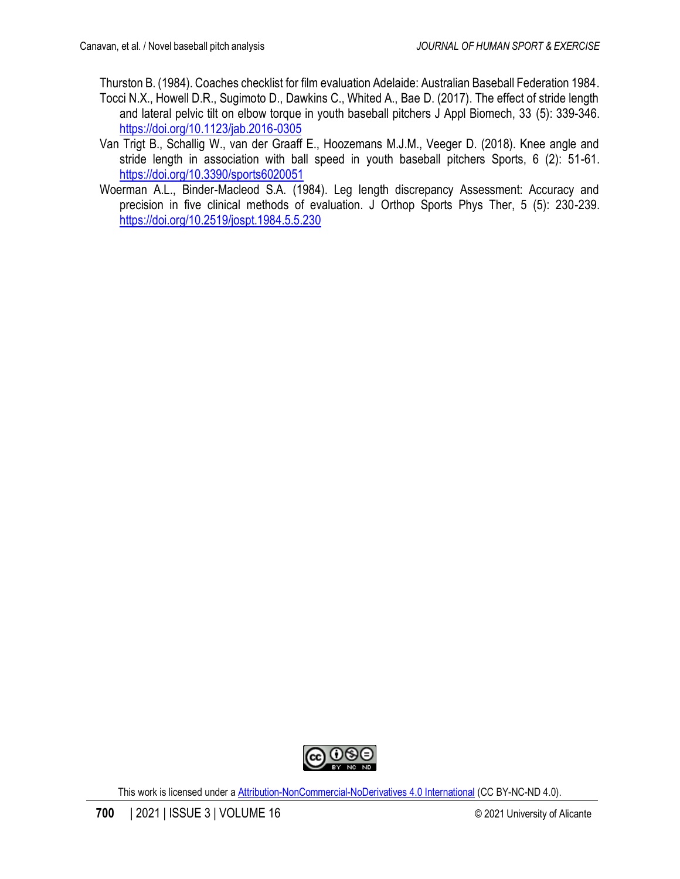Thurston B. (1984). Coaches checklist for film evaluation Adelaide: Australian Baseball Federation 1984.

Tocci N.X., Howell D.R., Sugimoto D., Dawkins C., Whited A., Bae D. (2017). The effect of stride length and lateral pelvic tilt on elbow torque in youth baseball pitchers J Appl Biomech, 33 (5): 339-346. https://doi.org/10.1123/jab.2016-0305

Van Trigt B., Schallig W., van der Graaff E., Hoozemans M.J.M., Veeger D. (2018). Knee angle and stride length in association with ball speed in youth baseball pitchers Sports, 6 (2): 51-61. https://doi.org/10.3390/sports6020051

Woerman A.L., Binder-Macleod S.A. (1984). Leg length discrepancy Assessment: Accuracy and precision in five clinical methods of evaluation. J Orthop Sports Phys Ther, 5 (5): 230-239. https://doi.org/10.2519/jospt.1984.5.5.230

This work is licensed under a Attribution-NonCommercial-NoDerivatives 4.0 International (CC BY-NC-ND 4.0).